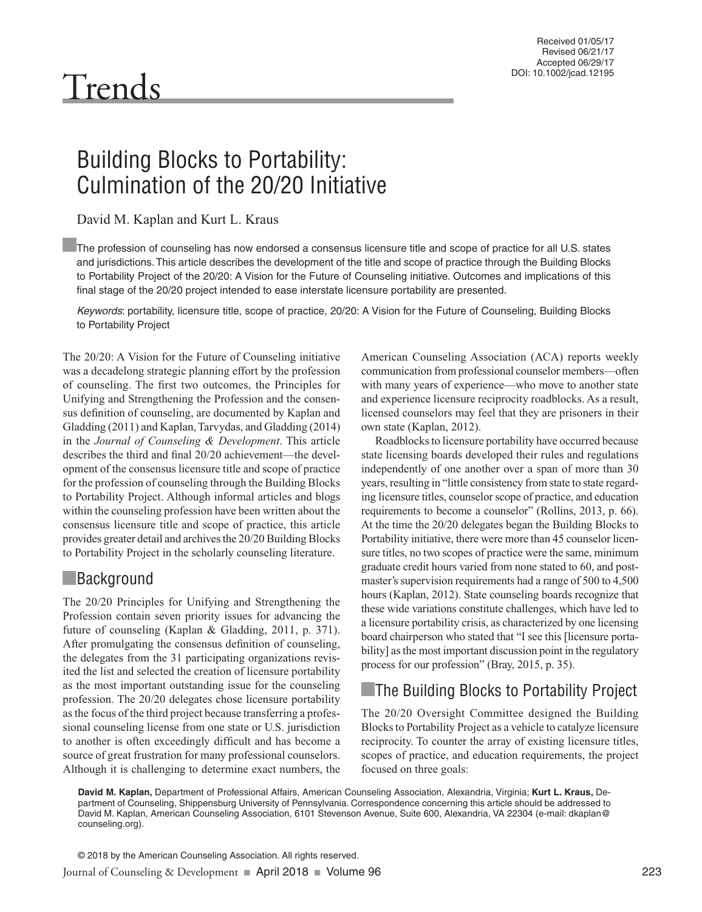Received 01/05/17
Revised 06/21/17
Accepted 06/29/17
DOI: 10.1002/jcad.12195

# Trends

## Building Blocks to Portability: Culmination of the 20/20 Initiative

David M. Kaplan and Kurt L. Kraus

The profession of counseling has now endorsed a consensus licensure title and scope of practice for all U.S. states and jurisdictions. This article describes the development of the title and scope of practice through the Building Blocks to Portability Project of the 20/20: A Vision for the Future of Counseling initiative. Outcomes and implications of this final stage of the 20/20 project intended to ease interstate licensure portability are presented.

*Keywords*: portability, licensure title, scope of practice, 20/20: A Vision for the Future of Counseling, Building Blocks to Portability Project

The 20/20: A Vision for the Future of Counseling initiative was a decadelong strategic planning effort by the profession of counseling. The first two outcomes, the Principles for Unifying and Strengthening the Profession and the consensus definition of counseling, are documented by Kaplan and Gladding (2011) and Kaplan, Tarvydas, and Gladding (2014) in the *Journal of Counseling & Development*. This article describes the third and final 20/20 achievement—the development of the consensus licensure title and scope of practice for the profession of counseling through the Building Blocks to Portability Project. Although informal articles and blogs within the counseling profession have been written about the consensus licensure title and scope of practice, this article provides greater detail and archives the 20/20 Building Blocks to Portability Project in the scholarly counseling literature.

## Background

The 20/20 Principles for Unifying and Strengthening the Profession contain seven priority issues for advancing the future of counseling (Kaplan & Gladding, 2011, p. 371). After promulgating the consensus definition of counseling, the delegates from the 31 participating organizations revisited the list and selected the creation of licensure portability as the most important outstanding issue for the counseling profession. The 20/20 delegates chose licensure portability as the focus of the third project because transferring a professional counseling license from one state or U.S. jurisdiction to another is often exceedingly difficult and has become a source of great frustration for many professional counselors. Although it is challenging to determine exact numbers, the American Counseling Association (ACA) reports weekly communication from professional counselor members—often with many years of experience—who move to another state and experience licensure reciprocity roadblocks. As a result, licensed counselors may feel that they are prisoners in their own state (Kaplan, 2012).

Roadblocks to licensure portability have occurred because state licensing boards developed their rules and regulations independently of one another over a span of more than 30 years, resulting in "little consistency from state to state regarding licensure titles, counselor scope of practice, and education requirements to become a counselor" (Rollins, 2013, p. 66). At the time the 20/20 delegates began the Building Blocks to Portability initiative, there were more than 45 counselor licensure titles, no two scopes of practice were the same, minimum graduate credit hours varied from none stated to 60, and post-master's supervision requirements had a range of 500 to 4,500 hours (Kaplan, 2012). State counseling boards recognize that these wide variations constitute challenges, which have led to a licensure portability crisis, as characterized by one licensing board chairperson who stated that "I see this [licensure portability] as the most important discussion point in the regulatory process for our profession" (Bray, 2015, p. 35).

## The Building Blocks to Portability Project

The 20/20 Oversight Committee designed the Building Blocks to Portability Project as a vehicle to catalyze licensure reciprocity. To counter the array of existing licensure titles, scopes of practice, and education requirements, the project focused on three goals:

**David M. Kaplan,** Department of Professional Affairs, American Counseling Association, Alexandria, Virginia; **Kurt L. Kraus,** Department of Counseling, Shippensburg University of Pennsylvania. Correspondence concerning this article should be addressed to David M. Kaplan, American Counseling Association, 6101 Stevenson Avenue, Suite 600, Alexandria, VA 22304 (e-mail: dkaplan@counseling.org).

© 2018 by the American Counseling Association. All rights reserved.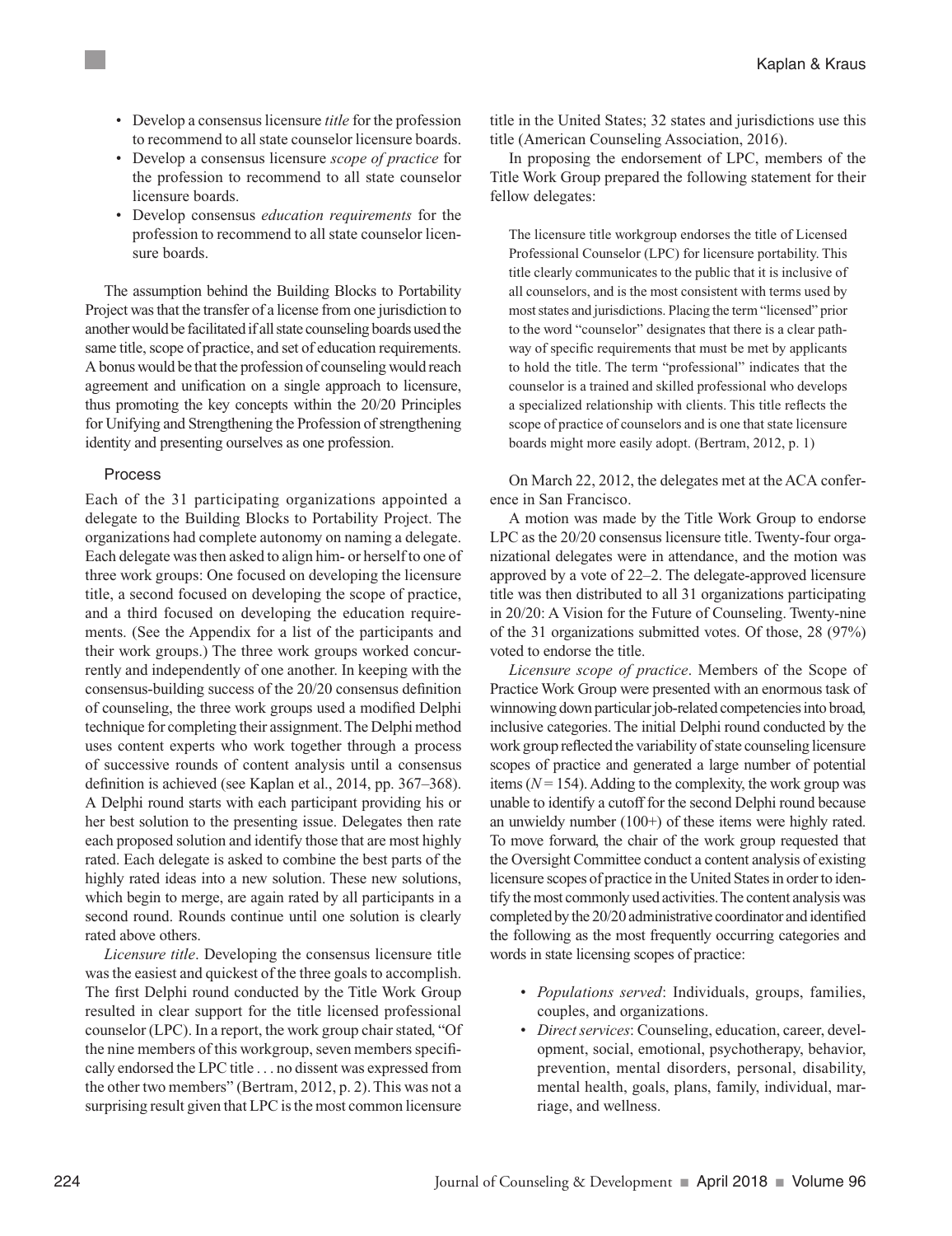- Develop a consensus licensure *title* for the profession to recommend to all state counselor licensure boards.
- Develop a consensus licensure *scope of practice* for the profession to recommend to all state counselor licensure boards.
- Develop consensus *education requirements* for the profession to recommend to all state counselor licensure boards.

The assumption behind the Building Blocks to Portability Project was that the transfer of a license from one jurisdiction to another would be facilitated if all state counseling boards used the same title, scope of practice, and set of education requirements. A bonus would be that the profession of counseling would reach agreement and unification on a single approach to licensure, thus promoting the key concepts within the 20/20 Principles for Unifying and Strengthening the Profession of strengthening identity and presenting ourselves as one profession.

### Process

Each of the 31 participating organizations appointed a delegate to the Building Blocks to Portability Project. The organizations had complete autonomy on naming a delegate. Each delegate was then asked to align him- or herself to one of three work groups: One focused on developing the licensure title, a second focused on developing the scope of practice, and a third focused on developing the education requirements. (See the Appendix for a list of the participants and their work groups.) The three work groups worked concurrently and independently of one another. In keeping with the consensus-building success of the 20/20 consensus definition of counseling, the three work groups used a modified Delphi technique for completing their assignment. The Delphi method uses content experts who work together through a process of successive rounds of content analysis until a consensus definition is achieved (see Kaplan et al., 2014, pp. 367–368). A Delphi round starts with each participant providing his or her best solution to the presenting issue. Delegates then rate each proposed solution and identify those that are most highly rated. Each delegate is asked to combine the best parts of the highly rated ideas into a new solution. These new solutions, which begin to merge, are again rated by all participants in a second round. Rounds continue until one solution is clearly rated above others.

*Licensure title*. Developing the consensus licensure title was the easiest and quickest of the three goals to accomplish. The first Delphi round conducted by the Title Work Group resulted in clear support for the title licensed professional counselor (LPC). In a report, the work group chair stated, "Of the nine members of this workgroup, seven members specifically endorsed the LPC title . . . no dissent was expressed from the other two members" (Bertram, 2012, p. 2). This was not a surprising result given that LPC is the most common licensure title in the United States; 32 states and jurisdictions use this title (American Counseling Association, 2016).

In proposing the endorsement of LPC, members of the Title Work Group prepared the following statement for their fellow delegates:

> The licensure title workgroup endorses the title of Licensed Professional Counselor (LPC) for licensure portability. This title clearly communicates to the public that it is inclusive of all counselors, and is the most consistent with terms used by most states and jurisdictions. Placing the term "licensed" prior to the word "counselor" designates that there is a clear pathway of specific requirements that must be met by applicants to hold the title. The term "professional" indicates that the counselor is a trained and skilled professional who develops a specialized relationship with clients. This title reflects the scope of practice of counselors and is one that state licensure boards might more easily adopt. (Bertram, 2012, p. 1)

On March 22, 2012, the delegates met at the ACA conference in San Francisco.

A motion was made by the Title Work Group to endorse LPC as the 20/20 consensus licensure title. Twenty-four organizational delegates were in attendance, and the motion was approved by a vote of 22–2. The delegate-approved licensure title was then distributed to all 31 organizations participating in 20/20: A Vision for the Future of Counseling. Twenty-nine of the 31 organizations submitted votes. Of those, 28 (97%) voted to endorse the title.

*Licensure scope of practice*. Members of the Scope of Practice Work Group were presented with an enormous task of winnowing down particular job-related competencies into broad, inclusive categories. The initial Delphi round conducted by the work group reflected the variability of state counseling licensure scopes of practice and generated a large number of potential items ($N = 154$). Adding to the complexity, the work group was unable to identify a cutoff for the second Delphi round because an unwieldy number (100+) of these items were highly rated. To move forward, the chair of the work group requested that the Oversight Committee conduct a content analysis of existing licensure scopes of practice in the United States in order to identify the most commonly used activities. The content analysis was completed by the 20/20 administrative coordinator and identified the following as the most frequently occurring categories and words in state licensing scopes of practice:

- *Populations served*: Individuals, groups, families, couples, and organizations.
- *Direct services*: Counseling, education, career, development, social, emotional, psychotherapy, behavior, prevention, mental disorders, personal, disability, mental health, goals, plans, family, individual, marriage, and wellness.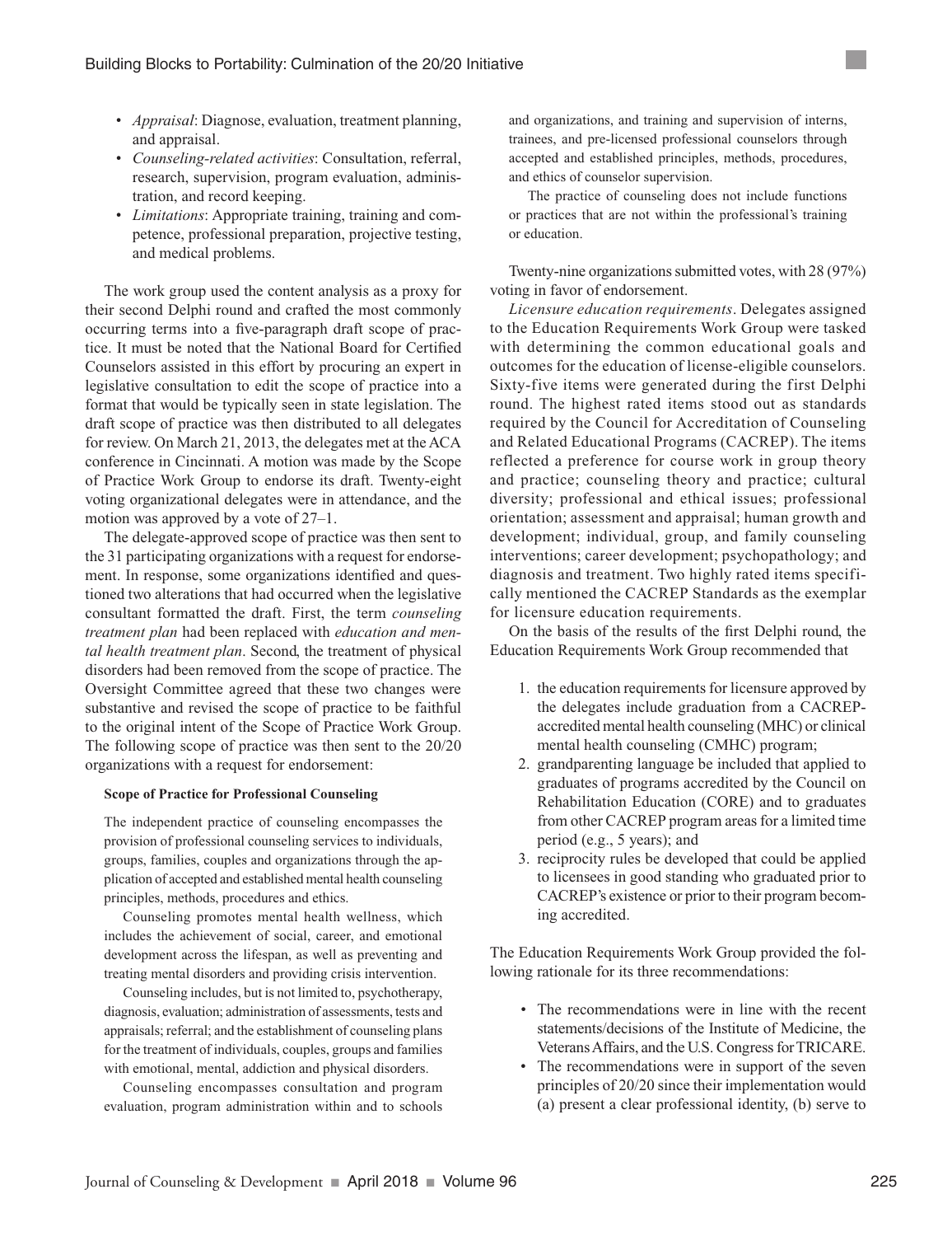- *Appraisal*: Diagnose, evaluation, treatment planning, and appraisal.
- *Counseling-related activities*: Consultation, referral, research, supervision, program evaluation, administration, and record keeping.
- *Limitations*: Appropriate training, training and competence, professional preparation, projective testing, and medical problems.

The work group used the content analysis as a proxy for their second Delphi round and crafted the most commonly occurring terms into a five-paragraph draft scope of practice. It must be noted that the National Board for Certified Counselors assisted in this effort by procuring an expert in legislative consultation to edit the scope of practice into a format that would be typically seen in state legislation. The draft scope of practice was then distributed to all delegates for review. On March 21, 2013, the delegates met at the ACA conference in Cincinnati. A motion was made by the Scope of Practice Work Group to endorse its draft. Twenty-eight voting organizational delegates were in attendance, and the motion was approved by a vote of 27–1.

The delegate-approved scope of practice was then sent to the 31 participating organizations with a request for endorsement. In response, some organizations identified and questioned two alterations that had occurred when the legislative consultant formatted the draft. First, the term *counseling treatment plan* had been replaced with *education and mental health treatment plan*. Second, the treatment of physical disorders had been removed from the scope of practice. The Oversight Committee agreed that these two changes were substantive and revised the scope of practice to be faithful to the original intent of the Scope of Practice Work Group. The following scope of practice was then sent to the 20/20 organizations with a request for endorsement:

**Scope of Practice for Professional Counseling**

The independent practice of counseling encompasses the provision of professional counseling services to individuals, groups, families, couples and organizations through the application of accepted and established mental health counseling principles, methods, procedures and ethics.

Counseling promotes mental health wellness, which includes the achievement of social, career, and emotional development across the lifespan, as well as preventing and treating mental disorders and providing crisis intervention.

Counseling includes, but is not limited to, psychotherapy, diagnosis, evaluation; administration of assessments, tests and appraisals; referral; and the establishment of counseling plans for the treatment of individuals, couples, groups and families with emotional, mental, addiction and physical disorders.

Counseling encompasses consultation and program evaluation, program administration within and to schools and organizations, and training and supervision of interns, trainees, and pre-licensed professional counselors through accepted and established principles, methods, procedures, and ethics of counselor supervision.

The practice of counseling does not include functions or practices that are not within the professional's training or education.

Twenty-nine organizations submitted votes, with 28 (97%) voting in favor of endorsement.

*Licensure education requirements*. Delegates assigned to the Education Requirements Work Group were tasked with determining the common educational goals and outcomes for the education of license-eligible counselors. Sixty-five items were generated during the first Delphi round. The highest rated items stood out as standards required by the Council for Accreditation of Counseling and Related Educational Programs (CACREP). The items reflected a preference for course work in group theory and practice; counseling theory and practice; cultural diversity; professional and ethical issues; professional orientation; assessment and appraisal; human growth and development; individual, group, and family counseling interventions; career development; psychopathology; and diagnosis and treatment. Two highly rated items specifically mentioned the CACREP Standards as the exemplar for licensure education requirements.

On the basis of the results of the first Delphi round, the Education Requirements Work Group recommended that

1. the education requirements for licensure approved by the delegates include graduation from a CACREP-accredited mental health counseling (MHC) or clinical mental health counseling (CMHC) program;
2. grandparenting language be included that applied to graduates of programs accredited by the Council on Rehabilitation Education (CORE) and to graduates from other CACREP program areas for a limited time period (e.g., 5 years); and
3. reciprocity rules be developed that could be applied to licensees in good standing who graduated prior to CACREP's existence or prior to their program becoming accredited.

The Education Requirements Work Group provided the following rationale for its three recommendations:

- The recommendations were in line with the recent statements/decisions of the Institute of Medicine, the Veterans Affairs, and the U.S. Congress for TRICARE.
- The recommendations were in support of the seven principles of 20/20 since their implementation would (a) present a clear professional identity, (b) serve to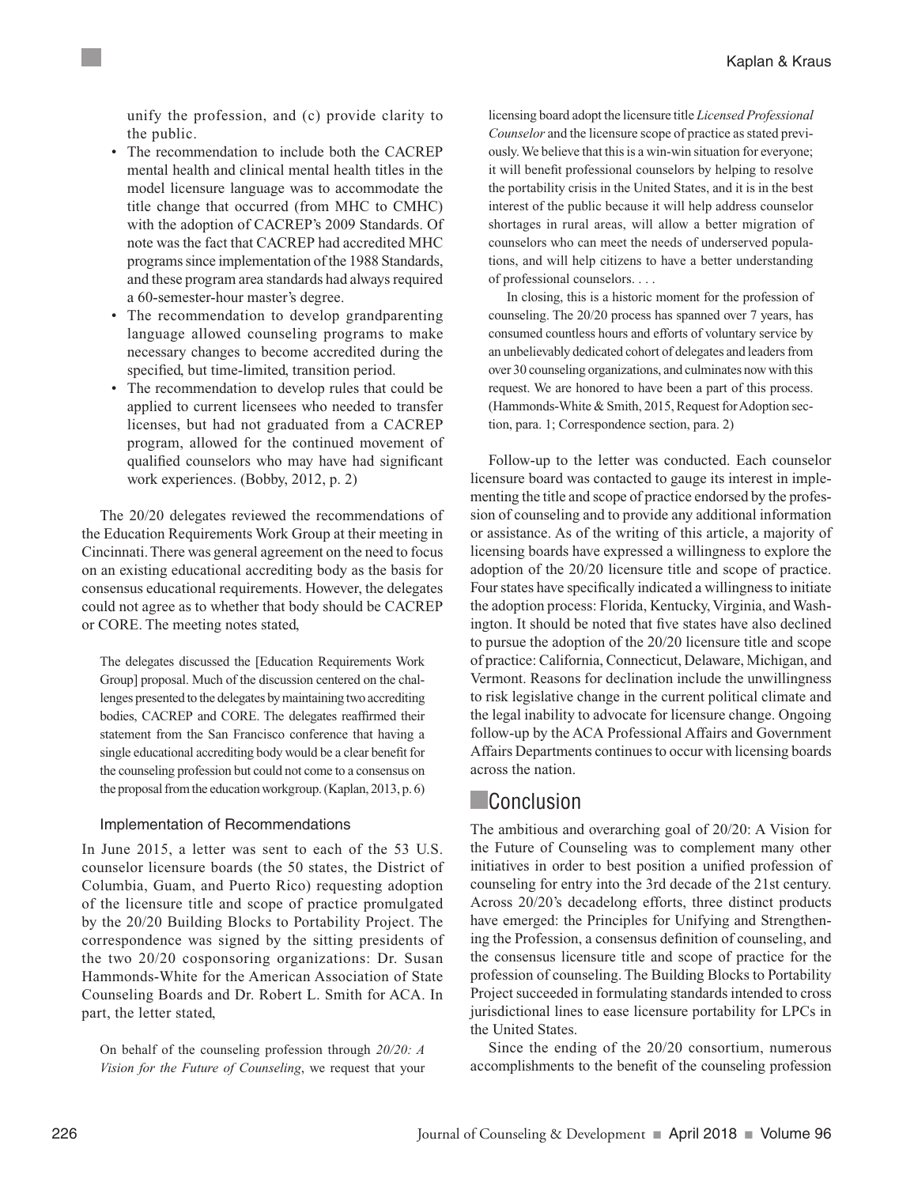unify the profession, and (c) provide clarity to the public.

- The recommendation to include both the CACREP mental health and clinical mental health titles in the model licensure language was to accommodate the title change that occurred (from MHC to CMHC) with the adoption of CACREP's 2009 Standards. Of note was the fact that CACREP had accredited MHC programs since implementation of the 1988 Standards, and these program area standards had always required a 60-semester-hour master's degree.
- The recommendation to develop grandparenting language allowed counseling programs to make necessary changes to become accredited during the specified, but time-limited, transition period.
- The recommendation to develop rules that could be applied to current licensees who needed to transfer licenses, but had not graduated from a CACREP program, allowed for the continued movement of qualified counselors who may have had significant work experiences. (Bobby, 2012, p. 2)

The 20/20 delegates reviewed the recommendations of the Education Requirements Work Group at their meeting in Cincinnati. There was general agreement on the need to focus on an existing educational accrediting body as the basis for consensus educational requirements. However, the delegates could not agree as to whether that body should be CACREP or CORE. The meeting notes stated,

> The delegates discussed the [Education Requirements Work Group] proposal. Much of the discussion centered on the challenges presented to the delegates by maintaining two accrediting bodies, CACREP and CORE. The delegates reaffirmed their statement from the San Francisco conference that having a single educational accrediting body would be a clear benefit for the counseling profession but could not come to a consensus on the proposal from the education workgroup. (Kaplan, 2013, p. 6)

### Implementation of Recommendations

In June 2015, a letter was sent to each of the 53 U.S. counselor licensure boards (the 50 states, the District of Columbia, Guam, and Puerto Rico) requesting adoption of the licensure title and scope of practice promulgated by the 20/20 Building Blocks to Portability Project. The correspondence was signed by the sitting presidents of the two 20/20 cosponsoring organizations: Dr. Susan Hammonds-White for the American Association of State Counseling Boards and Dr. Robert L. Smith for ACA. In part, the letter stated,

> On behalf of the counseling profession through *20/20: A Vision for the Future of Counseling*, we request that your licensing board adopt the licensure title *Licensed Professional Counselor* and the licensure scope of practice as stated previously. We believe that this is a win-win situation for everyone; it will benefit professional counselors by helping to resolve the portability crisis in the United States, and it is in the best interest of the public because it will help address counselor shortages in rural areas, will allow a better migration of counselors who can meet the needs of underserved populations, and will help citizens to have a better understanding of professional counselors. . . .
>
> In closing, this is a historic moment for the profession of counseling. The 20/20 process has spanned over 7 years, has consumed countless hours and efforts of voluntary service by an unbelievably dedicated cohort of delegates and leaders from over 30 counseling organizations, and culminates now with this request. We are honored to have been a part of this process. (Hammonds-White & Smith, 2015, Request for Adoption section, para. 1; Correspondence section, para. 2)

Follow-up to the letter was conducted. Each counselor licensure board was contacted to gauge its interest in implementing the title and scope of practice endorsed by the profession of counseling and to provide any additional information or assistance. As of the writing of this article, a majority of licensing boards have expressed a willingness to explore the adoption of the 20/20 licensure title and scope of practice. Four states have specifically indicated a willingness to initiate the adoption process: Florida, Kentucky, Virginia, and Washington. It should be noted that five states have also declined to pursue the adoption of the 20/20 licensure title and scope of practice: California, Connecticut, Delaware, Michigan, and Vermont. Reasons for declination include the unwillingness to risk legislative change in the current political climate and the legal inability to advocate for licensure change. Ongoing follow-up by the ACA Professional Affairs and Government Affairs Departments continues to occur with licensing boards across the nation.

## Conclusion

The ambitious and overarching goal of 20/20: A Vision for the Future of Counseling was to complement many other initiatives in order to best position a unified profession of counseling for entry into the 3rd decade of the 21st century. Across 20/20's decadelong efforts, three distinct products have emerged: the Principles for Unifying and Strengthening the Profession, a consensus definition of counseling, and the consensus licensure title and scope of practice for the profession of counseling. The Building Blocks to Portability Project succeeded in formulating standards intended to cross jurisdictional lines to ease licensure portability for LPCs in the United States.

Since the ending of the 20/20 consortium, numerous accomplishments to the benefit of the counseling profession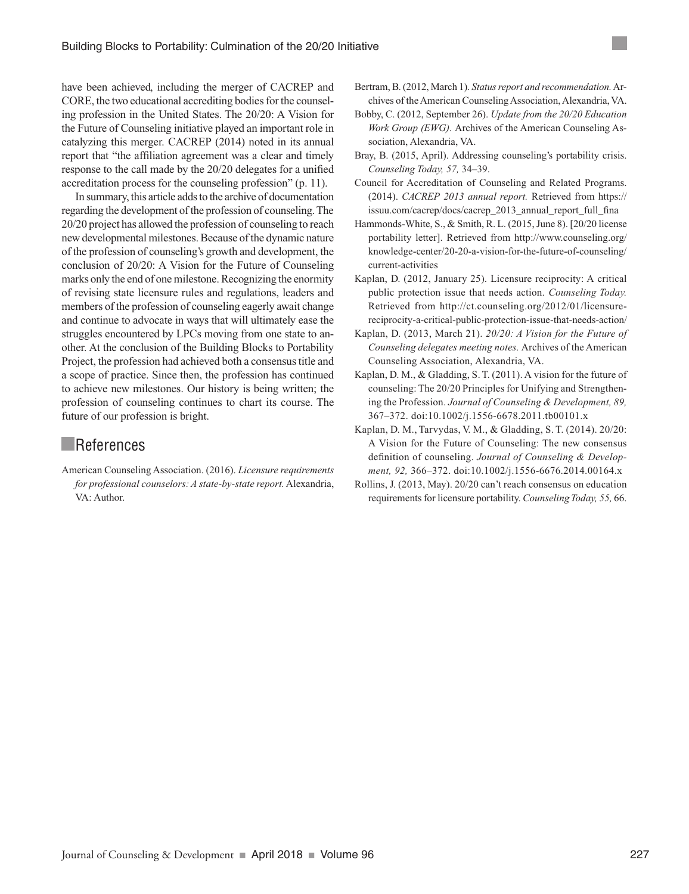have been achieved, including the merger of CACREP and CORE, the two educational accrediting bodies for the counseling profession in the United States. The 20/20: A Vision for the Future of Counseling initiative played an important role in catalyzing this merger. CACREP (2014) noted in its annual report that "the affiliation agreement was a clear and timely response to the call made by the 20/20 delegates for a unified accreditation process for the counseling profession" (p. 11).

In summary, this article adds to the archive of documentation regarding the development of the profession of counseling. The 20/20 project has allowed the profession of counseling to reach new developmental milestones. Because of the dynamic nature of the profession of counseling's growth and development, the conclusion of 20/20: A Vision for the Future of Counseling marks only the end of one milestone. Recognizing the enormity of revising state licensure rules and regulations, leaders and members of the profession of counseling eagerly await change and continue to advocate in ways that will ultimately ease the struggles encountered by LPCs moving from one state to another. At the conclusion of the Building Blocks to Portability Project, the profession had achieved both a consensus title and a scope of practice. Since then, the profession has continued to achieve new milestones. Our history is being written; the profession of counseling continues to chart its course. The future of our profession is bright.

## References

American Counseling Association. (2016). *Licensure requirements for professional counselors: A state-by-state report.* Alexandria, VA: Author.

Bertram, B. (2012, March 1). *Status report and recommendation.* Archives of the American Counseling Association, Alexandria, VA.

Bobby, C. (2012, September 26). *Update from the 20/20 Education Work Group (EWG).* Archives of the American Counseling Association, Alexandria, VA.

Bray, B. (2015, April). Addressing counseling's portability crisis. *Counseling Today, 57,* 34–39.

Council for Accreditation of Counseling and Related Programs. (2014). *CACREP 2013 annual report.* Retrieved from https://issuu.com/cacrep/docs/cacrep_2013_annual_report_full_fina

Hammonds-White, S., & Smith, R. L. (2015, June 8). [20/20 license portability letter]. Retrieved from http://www.counseling.org/knowledge-center/20-20-a-vision-for-the-future-of-counseling/current-activities

Kaplan, D. (2012, January 25). Licensure reciprocity: A critical public protection issue that needs action. *Counseling Today.* Retrieved from http://ct.counseling.org/2012/01/licensure-reciprocity-a-critical-public-protection-issue-that-needs-action/

Kaplan, D. (2013, March 21). *20/20: A Vision for the Future of Counseling delegates meeting notes.* Archives of the American Counseling Association, Alexandria, VA.

Kaplan, D. M., & Gladding, S. T. (2011). A vision for the future of counseling: The 20/20 Principles for Unifying and Strengthening the Profession. *Journal of Counseling & Development, 89,* 367–372. doi:10.1002/j.1556-6678.2011.tb00101.x

Kaplan, D. M., Tarvydas, V. M., & Gladding, S. T. (2014). 20/20: A Vision for the Future of Counseling: The new consensus definition of counseling. *Journal of Counseling & Development, 92,* 366–372. doi:10.1002/j.1556-6676.2014.00164.x

Rollins, J. (2013, May). 20/20 can't reach consensus on education requirements for licensure portability. *Counseling Today, 55,* 66.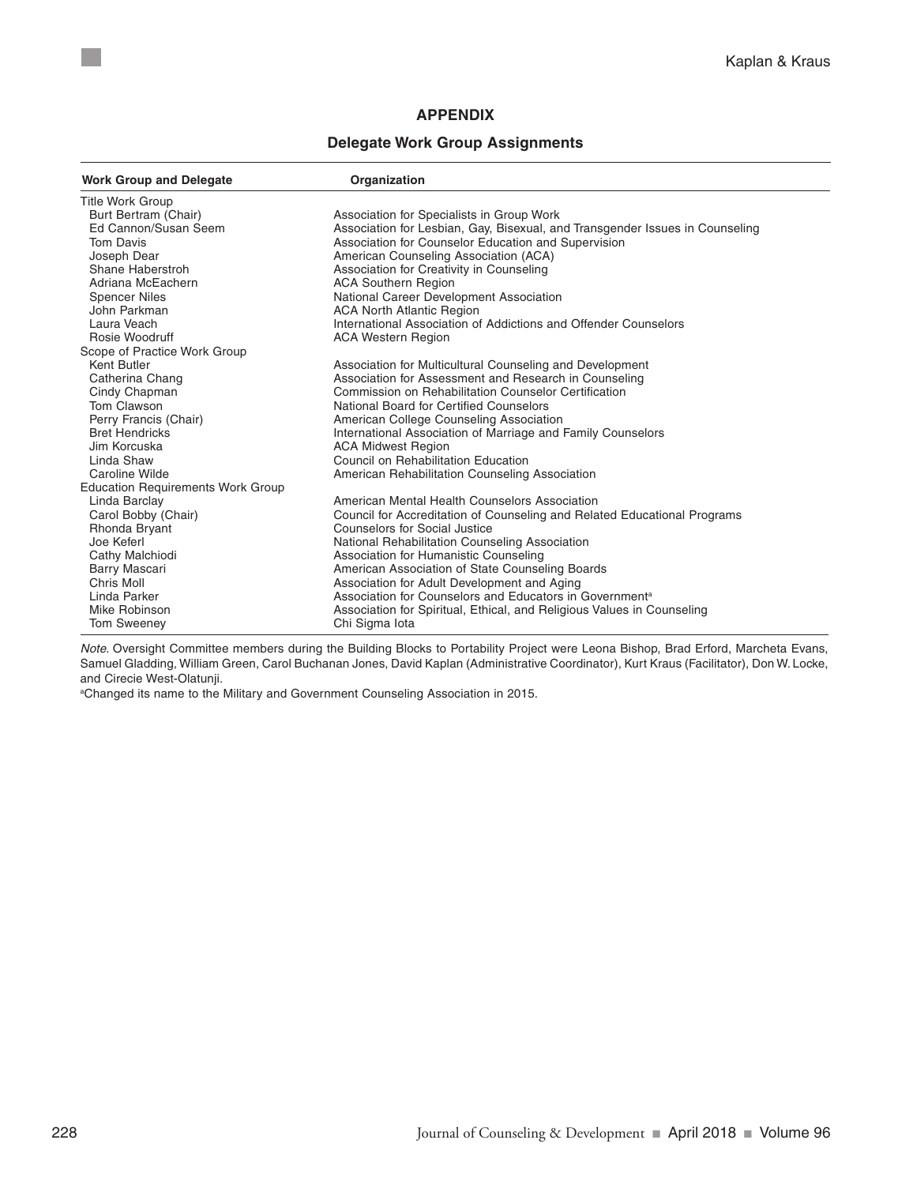## APPENDIX

### Delegate Work Group Assignments

| Work Group and Delegate | Organization |
|---|---|
| Title Work Group | |
| Burt Bertram (Chair) | Association for Specialists in Group Work |
| Ed Cannon/Susan Seem | Association for Lesbian, Gay, Bisexual, and Transgender Issues in Counseling |
| Tom Davis | Association for Counselor Education and Supervision |
| Joseph Dear | American Counseling Association (ACA) |
| Shane Haberstroh | Association for Creativity in Counseling |
| Adriana McEachern | ACA Southern Region |
| Spencer Niles | National Career Development Association |
| John Parkman | ACA North Atlantic Region |
| Laura Veach | International Association of Addictions and Offender Counselors |
| Rosie Woodruff | ACA Western Region |
| Scope of Practice Work Group | |
| Kent Butler | Association for Multicultural Counseling and Development |
| Catherina Chang | Association for Assessment and Research in Counseling |
| Cindy Chapman | Commission on Rehabilitation Counselor Certification |
| Tom Clawson | National Board for Certified Counselors |
| Perry Francis (Chair) | American College Counseling Association |
| Bret Hendricks | International Association of Marriage and Family Counselors |
| Jim Korcuska | ACA Midwest Region |
| Linda Shaw | Council on Rehabilitation Education |
| Caroline Wilde | American Rehabilitation Counseling Association |
| Education Requirements Work Group | |
| Linda Barclay | American Mental Health Counselors Association |
| Carol Bobby (Chair) | Council for Accreditation of Counseling and Related Educational Programs |
| Rhonda Bryant | Counselors for Social Justice |
| Joe Keferl | National Rehabilitation Counseling Association |
| Cathy Malchiodi | Association for Humanistic Counseling |
| Barry Mascari | American Association of State Counseling Boards |
| Chris Moll | Association for Adult Development and Aging |
| Linda Parker | Association for Counselors and Educators in Government[a] |
| Mike Robinson | Association for Spiritual, Ethical, and Religious Values in Counseling |
| Tom Sweeney | Chi Sigma Iota |

*Note*. Oversight Committee members during the Building Blocks to Portability Project were Leona Bishop, Brad Erford, Marcheta Evans, Samuel Gladding, William Green, Carol Buchanan Jones, David Kaplan (Administrative Coordinator), Kurt Kraus (Facilitator), Don W. Locke, and Cirecie West-Olatunji.

[a]Changed its name to the Military and Government Counseling Association in 2015.